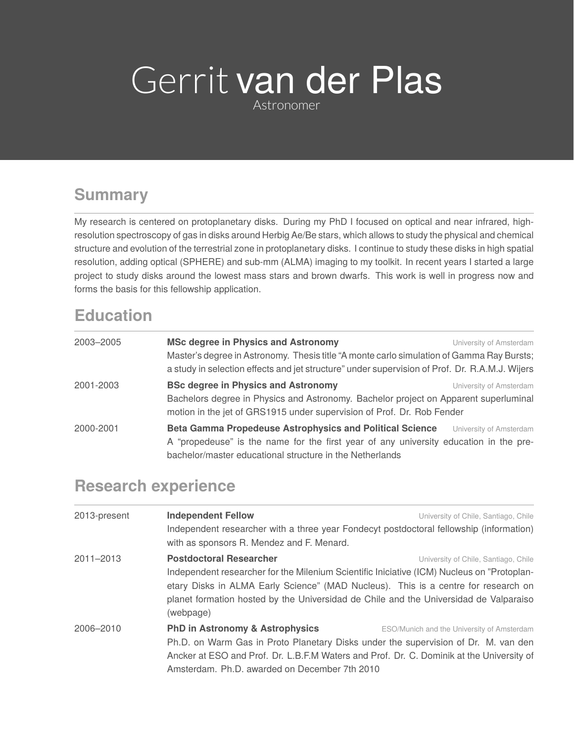# Gerrit van der Plas

Astronomer

## Summary

My research is centered on protoplanetary disks. During my PhD I focused on optical and near infrared, high-resolution spectroscopy of gas in disks around Herbig Ae/Be stars, which allows to study the physical and chemical structure and evolution of the terrestrial zone in protoplanetary disks. I continue to study these disks in high spatial resolution, adding optical (SPHERE) and sub-mm (ALMA) imaging to my toolkit. In recent years I started a large project to study disks around the lowest mass stars and brown dwarfs. This work is well in progress now and forms the basis for this fellowship application.

## Education

2003–2005 — **MSc degree in Physics and Astronomy** — University of Amsterdam
Master's degree in Astronomy. Thesis title "A monte carlo simulation of Gamma Ray Bursts; a study in selection effects and jet structure" under supervision of Prof. Dr. R.A.M.J. Wijers

2001-2003 — **BSc degree in Physics and Astronomy** — University of Amsterdam
Bachelors degree in Physics and Astronomy. Bachelor project on Apparent superluminal motion in the jet of GRS1915 under supervision of Prof. Dr. Rob Fender

2000-2001 — **Beta Gamma Propedeuse Astrophysics and Political Science** — University of Amsterdam
A "propedeuse" is the name for the first year of any university education in the pre-bachelor/master educational structure in the Netherlands

## Research experience

2013-present — **Independent Fellow** — University of Chile, Santiago, Chile
Independent researcher with a three year Fondecyt postdoctoral fellowship (information) with as sponsors R. Mendez and F. Menard.

2011–2013 — **Postdoctoral Researcher** — University of Chile, Santiago, Chile
Independent researcher for the Milenium Scientific Iniciative (ICM) Nucleus on "Protoplanetary Disks in ALMA Early Science" (MAD Nucleus). This is a centre for research on planet formation hosted by the Universidad de Chile and the Universidad de Valparaiso (webpage)

2006–2010 — **PhD in Astronomy & Astrophysics** — ESO/Munich and the University of Amsterdam
Ph.D. on Warm Gas in Proto Planetary Disks under the supervision of Dr. M. van den Ancker at ESO and Prof. Dr. L.B.F.M Waters and Prof. Dr. C. Dominik at the University of Amsterdam. Ph.D. awarded on December 7th 2010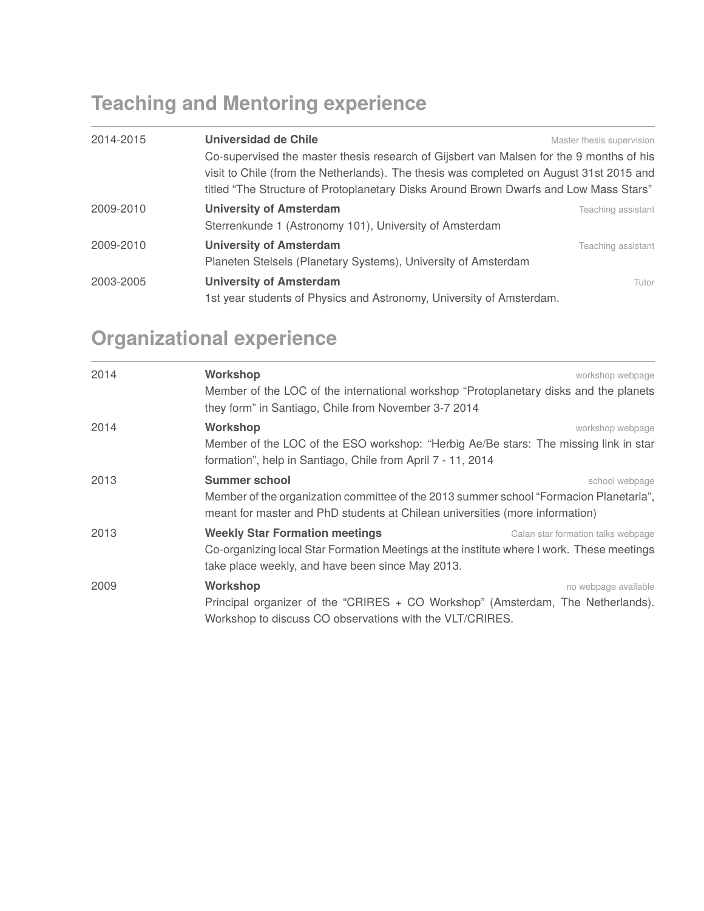## Teaching and Mentoring experience

2014-2015 **Universidad de Chile** — Master thesis supervision
Co-supervised the master thesis research of Gijsbert van Malsen for the 9 months of his visit to Chile (from the Netherlands). The thesis was completed on August 31st 2015 and titled "The Structure of Protoplanetary Disks Around Brown Dwarfs and Low Mass Stars"

2009-2010 **University of Amsterdam** — Teaching assistant
Sterrenkunde 1 (Astronomy 101), University of Amsterdam

2009-2010 **University of Amsterdam** — Teaching assistant
Planeten Stelsels (Planetary Systems), University of Amsterdam

2003-2005 **University of Amsterdam** — Tutor
1st year students of Physics and Astronomy, University of Amsterdam.

## Organizational experience

2014 **Workshop** — workshop webpage
Member of the LOC of the international workshop "Protoplanetary disks and the planets they form" in Santiago, Chile from November 3-7 2014

2014 **Workshop** — workshop webpage
Member of the LOC of the ESO workshop: "Herbig Ae/Be stars: The missing link in star formation", help in Santiago, Chile from April 7 - 11, 2014

2013 **Summer school** — school webpage
Member of the organization committee of the 2013 summer school "Formacion Planetaria", meant for master and PhD students at Chilean universities (more information)

2013 **Weekly Star Formation meetings** — Calan star formation talks webpage
Co-organizing local Star Formation Meetings at the institute where I work. These meetings take place weekly, and have been since May 2013.

2009 **Workshop** — no webpage available
Principal organizer of the "CRIRES + CO Workshop" (Amsterdam, The Netherlands). Workshop to discuss CO observations with the VLT/CRIRES.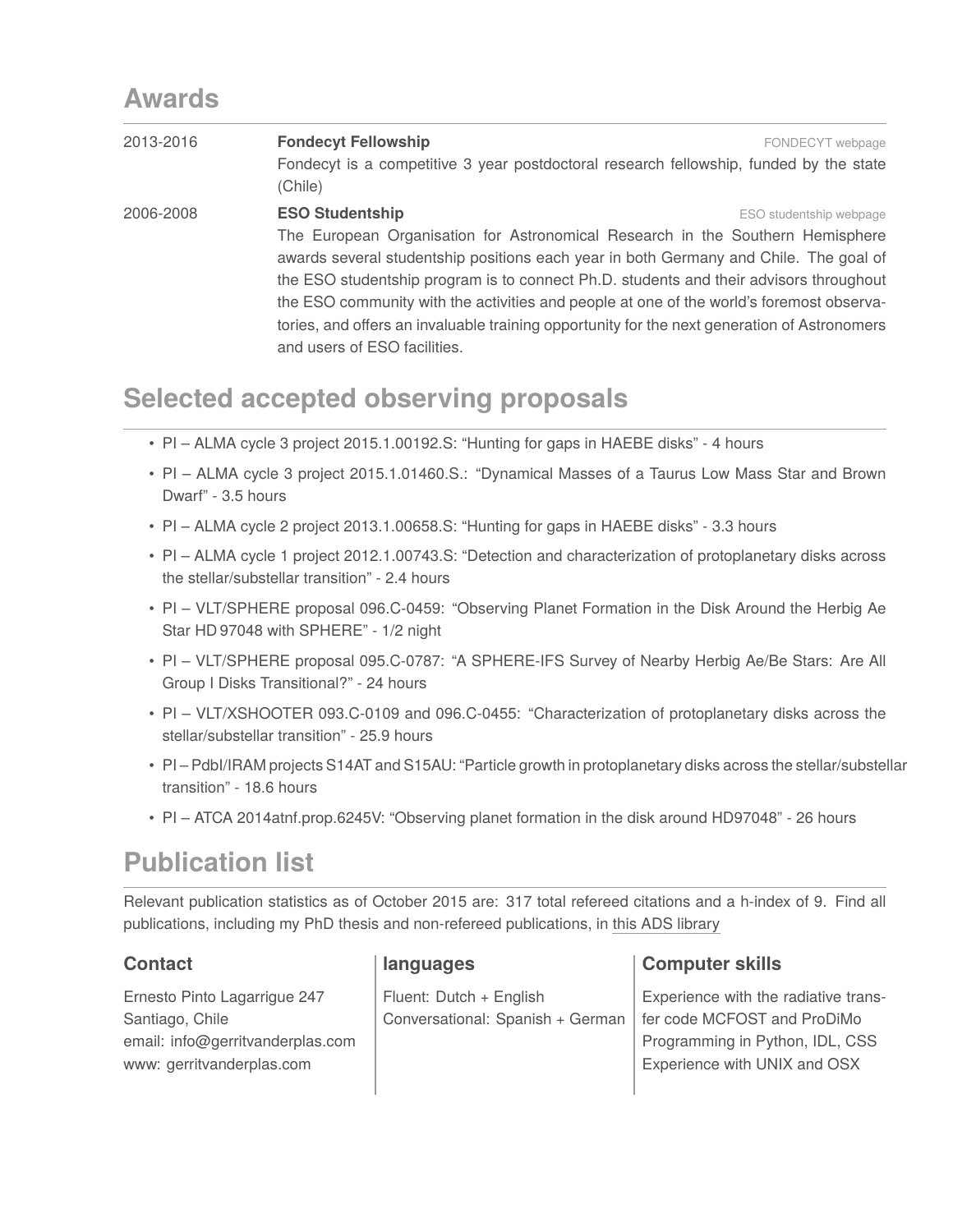## Awards

2013-2016 **Fondecyt Fellowship** FONDECYT webpage
Fondecyt is a competitive 3 year postdoctoral research fellowship, funded by the state (Chile)

2006-2008 **ESO Studentship** ESO studentship webpage
The European Organisation for Astronomical Research in the Southern Hemisphere awards several studentship positions each year in both Germany and Chile. The goal of the ESO studentship program is to connect Ph.D. students and their advisors throughout the ESO community with the activities and people at one of the world's foremost observatories, and offers an invaluable training opportunity for the next generation of Astronomers and users of ESO facilities.

## Selected accepted observing proposals

- PI – ALMA cycle 3 project 2015.1.00192.S: "Hunting for gaps in HAEBE disks" - 4 hours
- PI – ALMA cycle 3 project 2015.1.01460.S.: "Dynamical Masses of a Taurus Low Mass Star and Brown Dwarf" - 3.5 hours
- PI – ALMA cycle 2 project 2013.1.00658.S: "Hunting for gaps in HAEBE disks" - 3.3 hours
- PI – ALMA cycle 1 project 2012.1.00743.S: "Detection and characterization of protoplanetary disks across the stellar/substellar transition" - 2.4 hours
- PI – VLT/SPHERE proposal 096.C-0459: "Observing Planet Formation in the Disk Around the Herbig Ae Star HD 97048 with SPHERE" - 1/2 night
- PI – VLT/SPHERE proposal 095.C-0787: "A SPHERE-IFS Survey of Nearby Herbig Ae/Be Stars: Are All Group I Disks Transitional?" - 24 hours
- PI – VLT/XSHOOTER 093.C-0109 and 096.C-0455: "Characterization of protoplanetary disks across the stellar/substellar transition" - 25.9 hours
- PI – PdbI/IRAM projects S14AT and S15AU: "Particle growth in protoplanetary disks across the stellar/substellar transition" - 18.6 hours
- PI – ATCA 2014atnf.prop.6245V: "Observing planet formation in the disk around HD97048" - 26 hours

## Publication list

Relevant publication statistics as of October 2015 are: 317 total refereed citations and a h-index of 9. Find all publications, including my PhD thesis and non-refereed publications, in this ADS library

### Contact

Ernesto Pinto Lagarrigue 247
Santiago, Chile
email: info@gerritvanderplas.com
www: gerritvanderplas.com

### languages

Fluent: Dutch + English
Conversational: Spanish + German

### Computer skills

Experience with the radiative transfer code MCFOST and ProDiMo
Programming in Python, IDL, CSS
Experience with UNIX and OSX